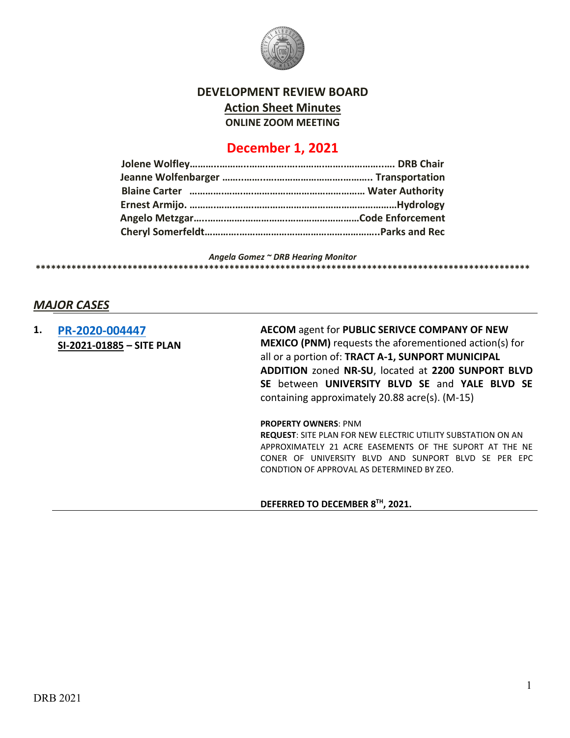# DEVELOPMENT REVIEW BOARD

## Action Sheet Minutes

**ONLINE ZOOM MEETING**

## December 1, 2021

**Jolene Wolfley……………………………………………………………. DRB Chair**
**Jeanne Wolfenbarger ……………………………………………….. Transportation**
**Blaine Carter …………………………………………………………… Water Authority**
**Ernest Armijo. ……………………………………………………………………Hydrology**
**Angelo Metzgar……………………………………………………………Code Enforcement**
**Cheryl Somerfeldt………………………………………………………..Parks and Rec**

*Angela Gomez ~ DRB Hearing Monitor*

****************************************************************************************************

## *MAJOR CASES*

**1. PR-2020-004447**
**SI-2021-01885 – SITE PLAN**

**AECOM** agent for **PUBLIC SERIVCE COMPANY OF NEW MEXICO (PNM)** requests the aforementioned action(s) for all or a portion of: **TRACT A-1, SUNPORT MUNICIPAL ADDITION** zoned **NR-SU**, located at **2200 SUNPORT BLVD SE** between **UNIVERSITY BLVD SE** and **YALE BLVD SE** containing approximately 20.88 acre(s). (M-15)

**PROPERTY OWNERS**: PNM
**REQUEST**: SITE PLAN FOR NEW ELECTRIC UTILITY SUBSTATION ON AN APPROXIMATELY 21 ACRE EASEMENTS OF THE SUPORT AT THE NE CONER OF UNIVERSITY BLVD AND SUNPORT BLVD SE PER EPC CONDTION OF APPROVAL AS DETERMINED BY ZEO.

**DEFERRED TO DECEMBER 8TH, 2021.**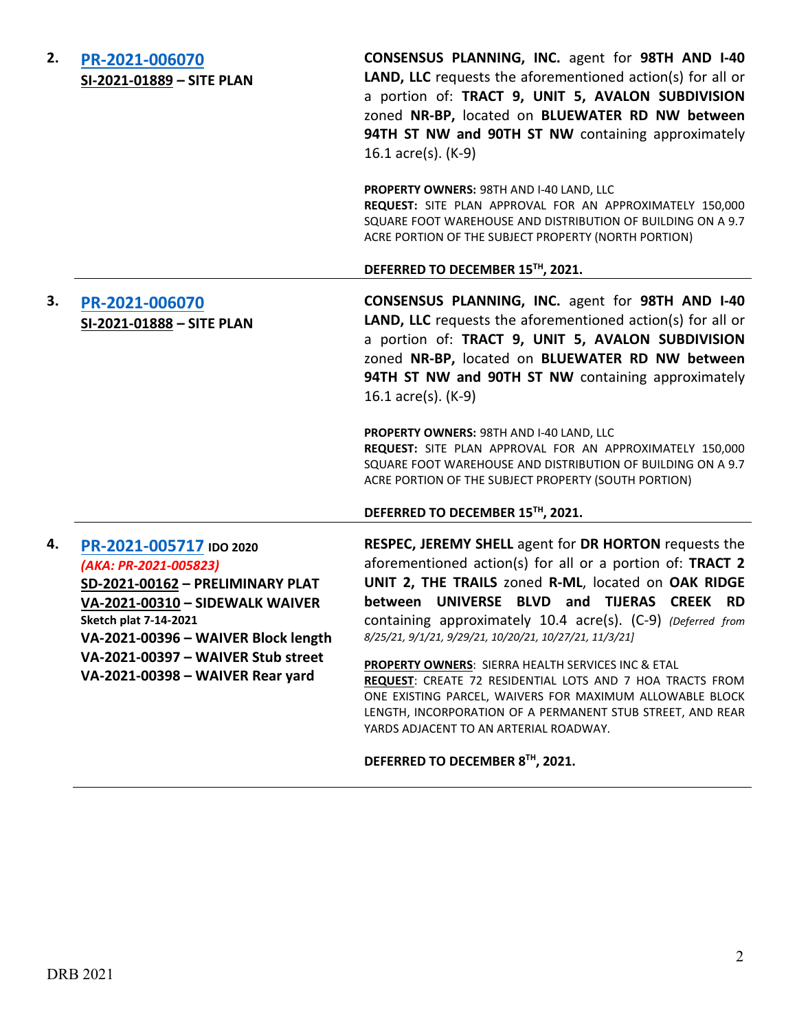**2.** **PR-2021-006070**
**SI-2021-01889 – SITE PLAN**

**CONSENSUS PLANNING, INC.** agent for **98TH AND I-40 LAND, LLC** requests the aforementioned action(s) for all or a portion of: **TRACT 9, UNIT 5, AVALON SUBDIVISION** zoned **NR-BP,** located on **BLUEWATER RD NW between 94TH ST NW and 90TH ST NW** containing approximately 16.1 acre(s). (K-9)

**PROPERTY OWNERS:** 98TH AND I-40 LAND, LLC
**REQUEST:** SITE PLAN APPROVAL FOR AN APPROXIMATELY 150,000 SQUARE FOOT WAREHOUSE AND DISTRIBUTION OF BUILDING ON A 9.7 ACRE PORTION OF THE SUBJECT PROPERTY (NORTH PORTION)

**DEFERRED TO DECEMBER 15TH, 2021.**

---

**3.** **PR-2021-006070**
**SI-2021-01888 – SITE PLAN**

**CONSENSUS PLANNING, INC.** agent for **98TH AND I-40 LAND, LLC** requests the aforementioned action(s) for all or a portion of: **TRACT 9, UNIT 5, AVALON SUBDIVISION** zoned **NR-BP,** located on **BLUEWATER RD NW between 94TH ST NW and 90TH ST NW** containing approximately 16.1 acre(s). (K-9)

**PROPERTY OWNERS:** 98TH AND I-40 LAND, LLC
**REQUEST:** SITE PLAN APPROVAL FOR AN APPROXIMATELY 150,000 SQUARE FOOT WAREHOUSE AND DISTRIBUTION OF BUILDING ON A 9.7 ACRE PORTION OF THE SUBJECT PROPERTY (SOUTH PORTION)

**DEFERRED TO DECEMBER 15TH, 2021.**

---

**4.** **PR-2021-005717** **IDO 2020**
*(AKA: PR-2021-005823)*
**SD-2021-00162 – PRELIMINARY PLAT**
**VA-2021-00310 – SIDEWALK WAIVER**
**Sketch plat 7-14-2021**
**VA-2021-00396 – WAIVER Block length**
**VA-2021-00397 – WAIVER Stub street**
**VA-2021-00398 – WAIVER Rear yard**

**RESPEC, JEREMY SHELL** agent for **DR HORTON** requests the aforementioned action(s) for all or a portion of: **TRACT 2 UNIT 2, THE TRAILS** zoned **R-ML**, located on **OAK RIDGE between UNIVERSE BLVD and TIJERAS CREEK RD** containing approximately 10.4 acre(s). (C-9) *(Deferred from 8/25/21, 9/1/21, 9/29/21, 10/20/21, 10/27/21, 11/3/21]*

**PROPERTY OWNERS**: SIERRA HEALTH SERVICES INC & ETAL
**REQUEST**: CREATE 72 RESIDENTIAL LOTS AND 7 HOA TRACTS FROM ONE EXISTING PARCEL, WAIVERS FOR MAXIMUM ALLOWABLE BLOCK LENGTH, INCORPORATION OF A PERMANENT STUB STREET, AND REAR YARDS ADJACENT TO AN ARTERIAL ROADWAY.

**DEFERRED TO DECEMBER 8TH, 2021.**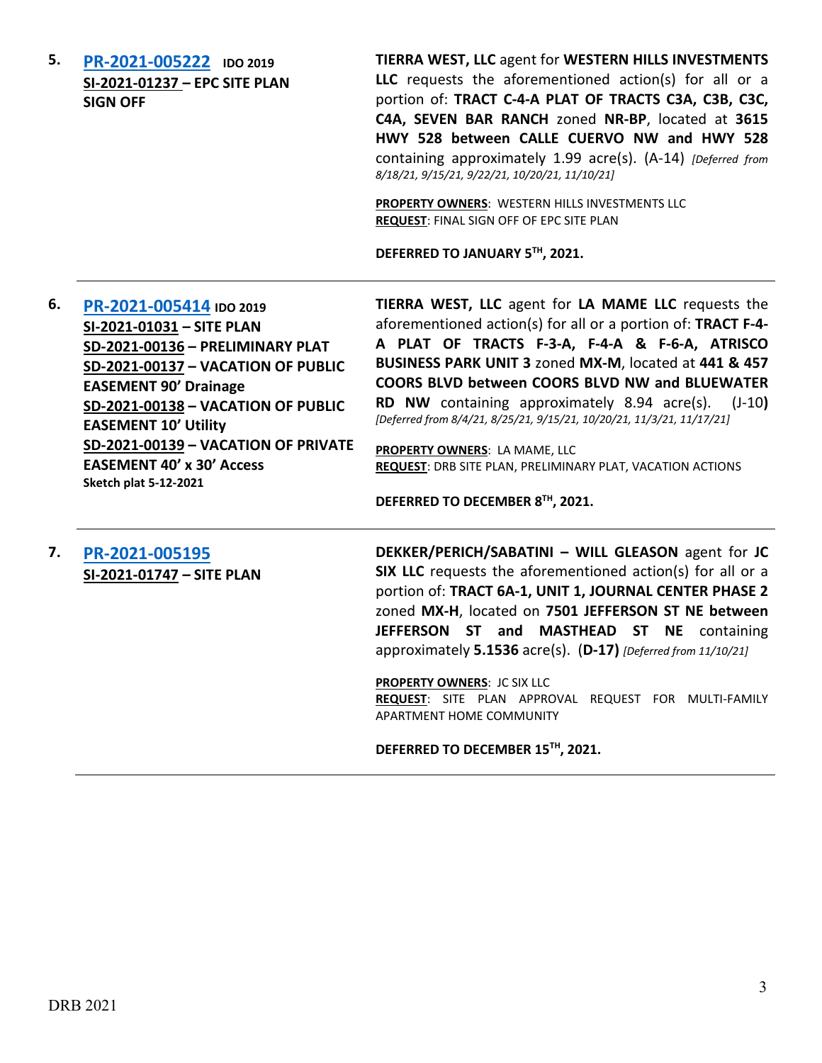5. **PR-2021-005222** **IDO 2019**
**SI-2021-01237 – EPC SITE PLAN SIGN OFF**

**TIERRA WEST, LLC** agent for **WESTERN HILLS INVESTMENTS LLC** requests the aforementioned action(s) for all or a portion of: **TRACT C-4-A PLAT OF TRACTS C3A, C3B, C3C, C4A, SEVEN BAR RANCH** zoned **NR-BP**, located at **3615 HWY 528 between CALLE CUERVO NW and HWY 528** containing approximately 1.99 acre(s). (A-14) *[Deferred from 8/18/21, 9/15/21, 9/22/21, 10/20/21, 11/10/21]*

**PROPERTY OWNERS**: WESTERN HILLS INVESTMENTS LLC
**REQUEST**: FINAL SIGN OFF OF EPC SITE PLAN

**DEFERRED TO JANUARY 5TH, 2021.**

---

6. **PR-2021-005414** **IDO 2019**
**SI-2021-01031 – SITE PLAN**
**SD-2021-00136 – PRELIMINARY PLAT**
**SD-2021-00137 – VACATION OF PUBLIC EASEMENT 90' Drainage**
**SD-2021-00138 – VACATION OF PUBLIC EASEMENT 10' Utility**
**SD-2021-00139 – VACATION OF PRIVATE EASEMENT 40' x 30' Access**
**Sketch plat 5-12-2021**

**TIERRA WEST, LLC** agent for **LA MAME LLC** requests the aforementioned action(s) for all or a portion of: **TRACT F-4-A PLAT OF TRACTS F-3-A, F-4-A & F-6-A, ATRISCO BUSINESS PARK UNIT 3** zoned **MX-M**, located at **441 & 457 COORS BLVD between COORS BLVD NW and BLUEWATER RD NW** containing approximately 8.94 acre(s). (J-10**)** *[Deferred from 8/4/21, 8/25/21, 9/15/21, 10/20/21, 11/3/21, 11/17/21]*

**PROPERTY OWNERS**: LA MAME, LLC
**REQUEST**: DRB SITE PLAN, PRELIMINARY PLAT, VACATION ACTIONS

**DEFERRED TO DECEMBER 8TH, 2021.**

---

7. **PR-2021-005195**
**SI-2021-01747 – SITE PLAN**

**DEKKER/PERICH/SABATINI – WILL GLEASON** agent for **JC SIX LLC** requests the aforementioned action(s) for all or a portion of: **TRACT 6A-1, UNIT 1, JOURNAL CENTER PHASE 2** zoned **MX-H**, located on **7501 JEFFERSON ST NE between JEFFERSON ST and MASTHEAD ST NE** containing approximately **5.1536** acre(s). (**D-17)** *[Deferred from 11/10/21]*

**PROPERTY OWNERS**: JC SIX LLC
**REQUEST**: SITE PLAN APPROVAL REQUEST FOR MULTI-FAMILY APARTMENT HOME COMMUNITY

**DEFERRED TO DECEMBER 15TH, 2021.**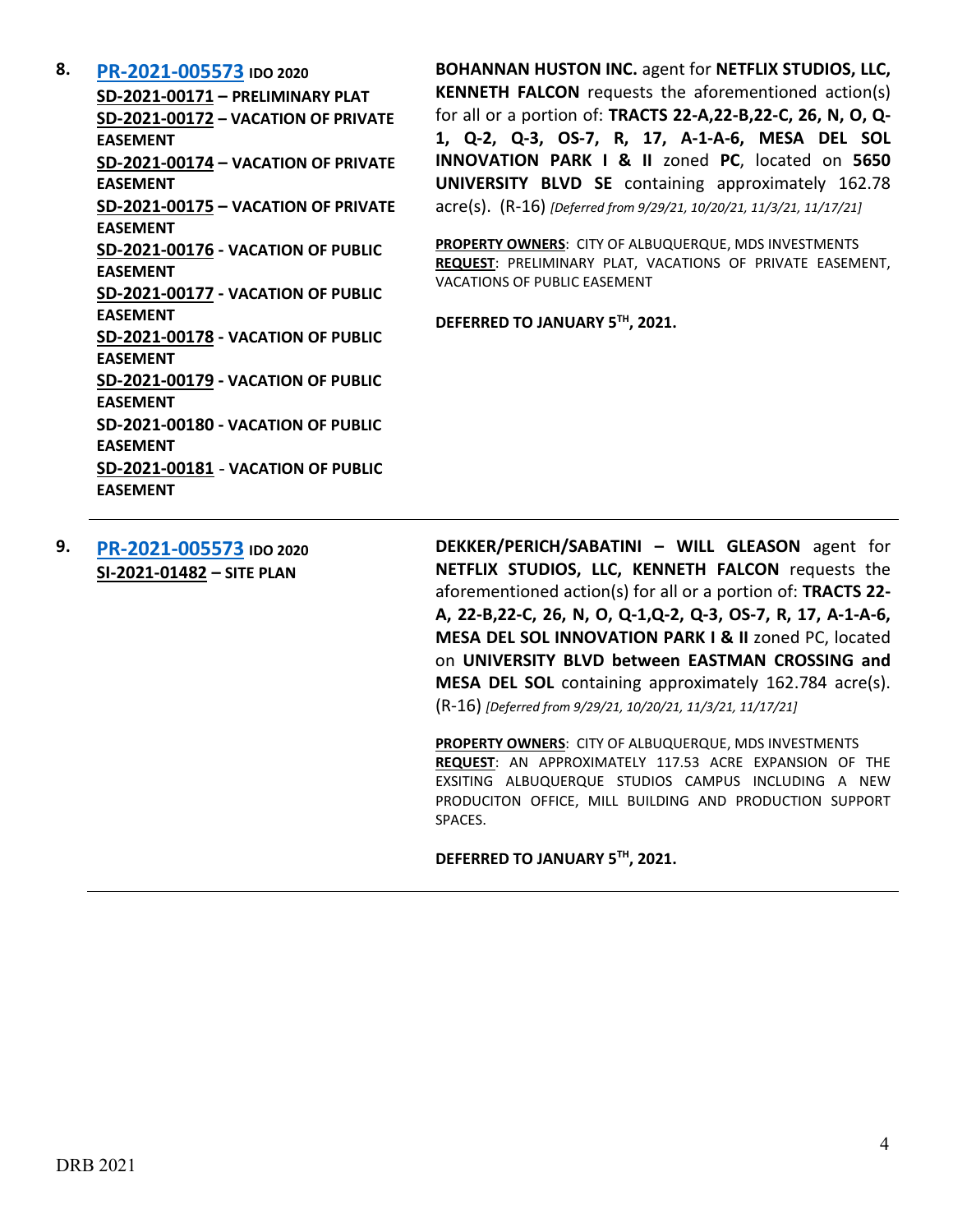**8.** **[PR-2021-005573](PR-2021-005573) IDO 2020**
**SD-2021-00171 – PRELIMINARY PLAT**
**SD-2021-00172 – VACATION OF PRIVATE EASEMENT**
**SD-2021-00174 – VACATION OF PRIVATE EASEMENT**
**SD-2021-00175 – VACATION OF PRIVATE EASEMENT**
**SD-2021-00176 - VACATION OF PUBLIC EASEMENT**
**SD-2021-00177 - VACATION OF PUBLIC EASEMENT**
**SD-2021-00178 - VACATION OF PUBLIC EASEMENT**
**SD-2021-00179 - VACATION OF PUBLIC EASEMENT**
**SD-2021-00180 - VACATION OF PUBLIC EASEMENT**
**SD-2021-00181 - VACATION OF PUBLIC EASEMENT**

**BOHANNAN HUSTON INC.** agent for **NETFLIX STUDIOS, LLC, KENNETH FALCON** requests the aforementioned action(s) for all or a portion of: **TRACTS 22-A,22-B,22-C, 26, N, O, Q-1, Q-2, Q-3, OS-7, R, 17, A-1-A-6, MESA DEL SOL INNOVATION PARK I & II** zoned **PC**, located on **5650 UNIVERSITY BLVD SE** containing approximately 162.78 acre(s). (R-16) *[Deferred from 9/29/21, 10/20/21, 11/3/21, 11/17/21]*

**PROPERTY OWNERS**: CITY OF ALBUQUERQUE, MDS INVESTMENTS
**REQUEST**: PRELIMINARY PLAT, VACATIONS OF PRIVATE EASEMENT, VACATIONS OF PUBLIC EASEMENT

**DEFERRED TO JANUARY 5TH, 2021.**

---

**9.** **[PR-2021-005573](PR-2021-005573) IDO 2020**
**SI-2021-01482 – SITE PLAN**

**DEKKER/PERICH/SABATINI – WILL GLEASON** agent for **NETFLIX STUDIOS, LLC, KENNETH FALCON** requests the aforementioned action(s) for all or a portion of: **TRACTS 22-A, 22-B,22-C, 26, N, O, Q-1,Q-2, Q-3, OS-7, R, 17, A-1-A-6, MESA DEL SOL INNOVATION PARK I & II** zoned PC, located on **UNIVERSITY BLVD between EASTMAN CROSSING and MESA DEL SOL** containing approximately 162.784 acre(s). (R-16) *[Deferred from 9/29/21, 10/20/21, 11/3/21, 11/17/21]*

**PROPERTY OWNERS**: CITY OF ALBUQUERQUE, MDS INVESTMENTS
**REQUEST**: AN APPROXIMATELY 117.53 ACRE EXPANSION OF THE EXSITING ALBUQUERQUE STUDIOS CAMPUS INCLUDING A NEW PRODUCITON OFFICE, MILL BUILDING AND PRODUCTION SUPPORT SPACES.

**DEFERRED TO JANUARY 5TH, 2021.**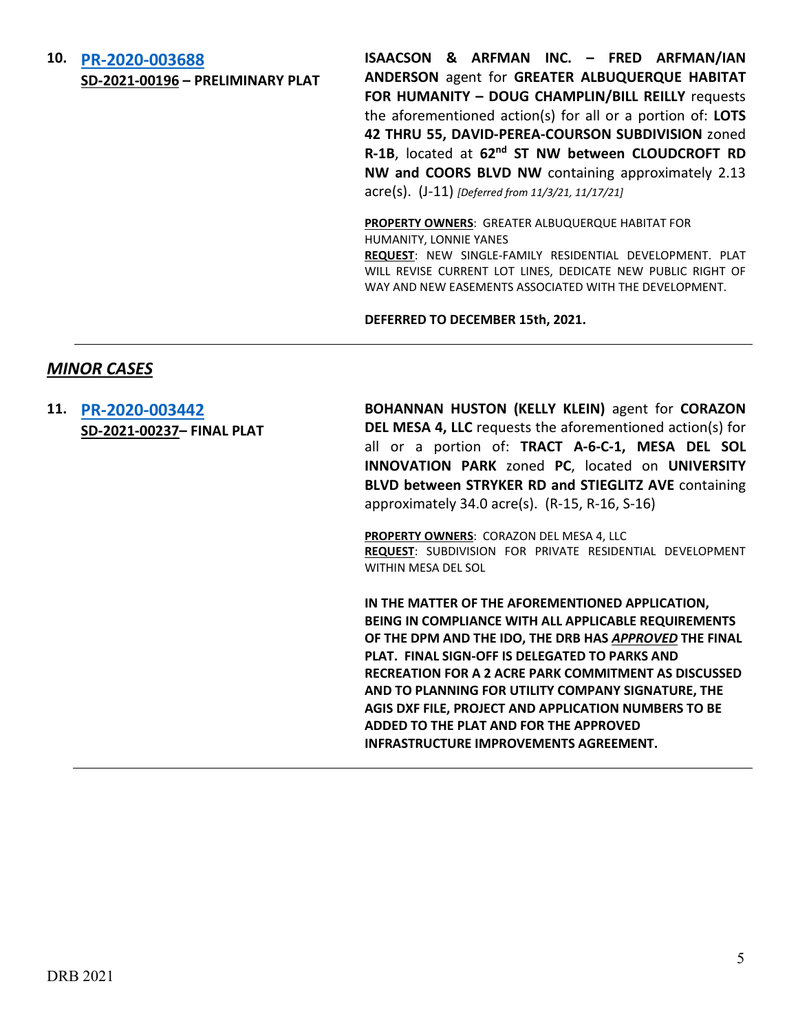**10. PR-2020-003688**
**SD-2021-00196 – PRELIMINARY PLAT**

**ISAACSON & ARFMAN INC. – FRED ARFMAN/IAN ANDERSON** agent for **GREATER ALBUQUERQUE HABITAT FOR HUMANITY – DOUG CHAMPLIN/BILL REILLY** requests the aforementioned action(s) for all or a portion of: **LOTS 42 THRU 55, DAVID-PEREA-COURSON SUBDIVISION** zoned **R-1B**, located at **62nd ST NW between CLOUDCROFT RD NW and COORS BLVD NW** containing approximately 2.13 acre(s). (J-11) *[Deferred from 11/3/21, 11/17/21]*

**PROPERTY OWNERS**: GREATER ALBUQUERQUE HABITAT FOR HUMANITY, LONNIE YANES
**REQUEST**: NEW SINGLE-FAMILY RESIDENTIAL DEVELOPMENT. PLAT WILL REVISE CURRENT LOT LINES, DEDICATE NEW PUBLIC RIGHT OF WAY AND NEW EASEMENTS ASSOCIATED WITH THE DEVELOPMENT.

**DEFERRED TO DECEMBER 15th, 2021.**

---

## *MINOR CASES*

**11. PR-2020-003442**
**SD-2021-00237– FINAL PLAT**

**BOHANNAN HUSTON (KELLY KLEIN)** agent for **CORAZON DEL MESA 4, LLC** requests the aforementioned action(s) for all or a portion of: **TRACT A-6-C-1, MESA DEL SOL INNOVATION PARK** zoned **PC**, located on **UNIVERSITY BLVD between STRYKER RD and STIEGLITZ AVE** containing approximately 34.0 acre(s). (R-15, R-16, S-16)

**PROPERTY OWNERS**: CORAZON DEL MESA 4, LLC
**REQUEST**: SUBDIVISION FOR PRIVATE RESIDENTIAL DEVELOPMENT WITHIN MESA DEL SOL

**IN THE MATTER OF THE AFOREMENTIONED APPLICATION, BEING IN COMPLIANCE WITH ALL APPLICABLE REQUIREMENTS OF THE DPM AND THE IDO, THE DRB HAS *APPROVED* THE FINAL PLAT. FINAL SIGN-OFF IS DELEGATED TO PARKS AND RECREATION FOR A 2 ACRE PARK COMMITMENT AS DISCUSSED AND TO PLANNING FOR UTILITY COMPANY SIGNATURE, THE AGIS DXF FILE, PROJECT AND APPLICATION NUMBERS TO BE ADDED TO THE PLAT AND FOR THE APPROVED INFRASTRUCTURE IMPROVEMENTS AGREEMENT.**

---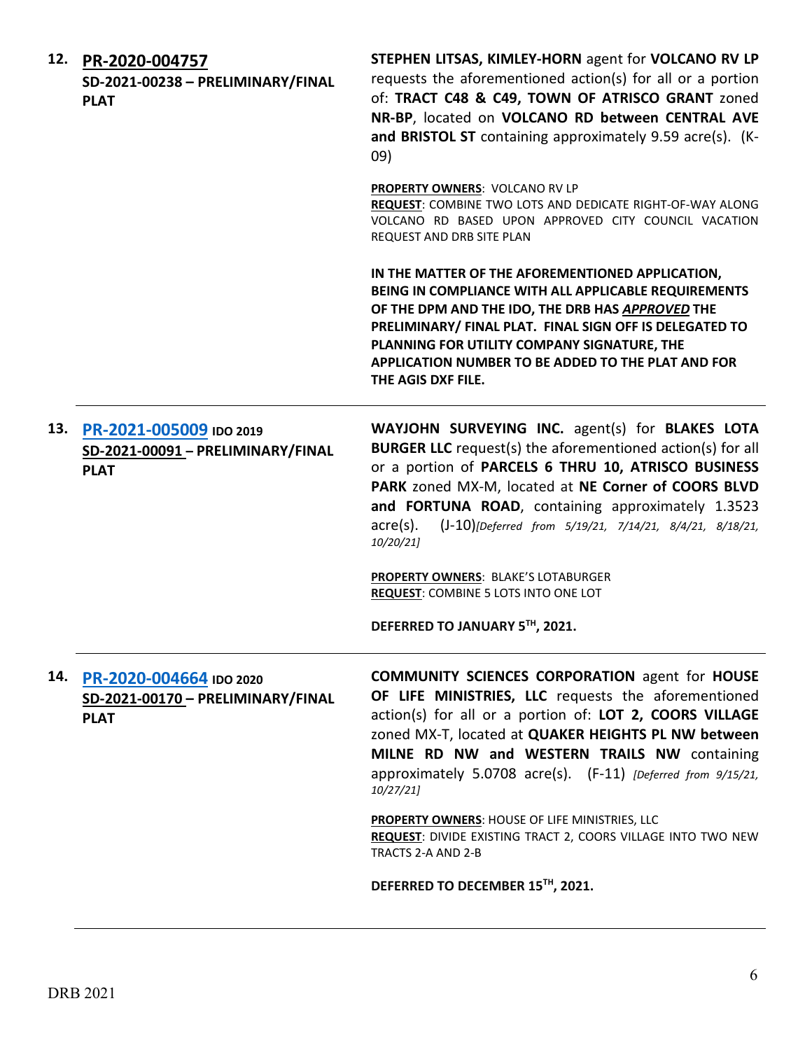**12. PR-2020-004757**
**SD-2021-00238 – PRELIMINARY/FINAL PLAT**

**STEPHEN LITSAS, KIMLEY-HORN** agent for **VOLCANO RV LP** requests the aforementioned action(s) for all or a portion of: **TRACT C48 & C49, TOWN OF ATRISCO GRANT** zoned **NR-BP**, located on **VOLCANO RD between CENTRAL AVE and BRISTOL ST** containing approximately 9.59 acre(s). (K-09)

**PROPERTY OWNERS**: VOLCANO RV LP
**REQUEST**: COMBINE TWO LOTS AND DEDICATE RIGHT-OF-WAY ALONG VOLCANO RD BASED UPON APPROVED CITY COUNCIL VACATION REQUEST AND DRB SITE PLAN

**IN THE MATTER OF THE AFOREMENTIONED APPLICATION, BEING IN COMPLIANCE WITH ALL APPLICABLE REQUIREMENTS OF THE DPM AND THE IDO, THE DRB HAS *APPROVED* THE PRELIMINARY/ FINAL PLAT. FINAL SIGN OFF IS DELEGATED TO PLANNING FOR UTILITY COMPANY SIGNATURE, THE APPLICATION NUMBER TO BE ADDED TO THE PLAT AND FOR THE AGIS DXF FILE.**

---

**13. PR-2021-005009 IDO 2019**
**SD-2021-00091 – PRELIMINARY/FINAL PLAT**

**WAYJOHN SURVEYING INC.** agent(s) for **BLAKES LOTA BURGER LLC** request(s) the aforementioned action(s) for all or a portion of **PARCELS 6 THRU 10, ATRISCO BUSINESS PARK** zoned MX-M, located at **NE Corner of COORS BLVD and FORTUNA ROAD**, containing approximately 1.3523 acre(s). (J-10)*[Deferred from 5/19/21, 7/14/21, 8/4/21, 8/18/21, 10/20/21]*

**PROPERTY OWNERS**: BLAKE'S LOTABURGER
**REQUEST**: COMBINE 5 LOTS INTO ONE LOT

**DEFERRED TO JANUARY 5TH, 2021.**

---

**14. PR-2020-004664 IDO 2020**
**SD-2021-00170 – PRELIMINARY/FINAL PLAT**

**COMMUNITY SCIENCES CORPORATION** agent for **HOUSE OF LIFE MINISTRIES, LLC** requests the aforementioned action(s) for all or a portion of: **LOT 2, COORS VILLAGE** zoned MX-T, located at **QUAKER HEIGHTS PL NW between MILNE RD NW and WESTERN TRAILS NW** containing approximately 5.0708 acre(s). (F-11) *[Deferred from 9/15/21, 10/27/21]*

**PROPERTY OWNERS**: HOUSE OF LIFE MINISTRIES, LLC
**REQUEST**: DIVIDE EXISTING TRACT 2, COORS VILLAGE INTO TWO NEW TRACTS 2-A AND 2-B

**DEFERRED TO DECEMBER 15TH, 2021.**

---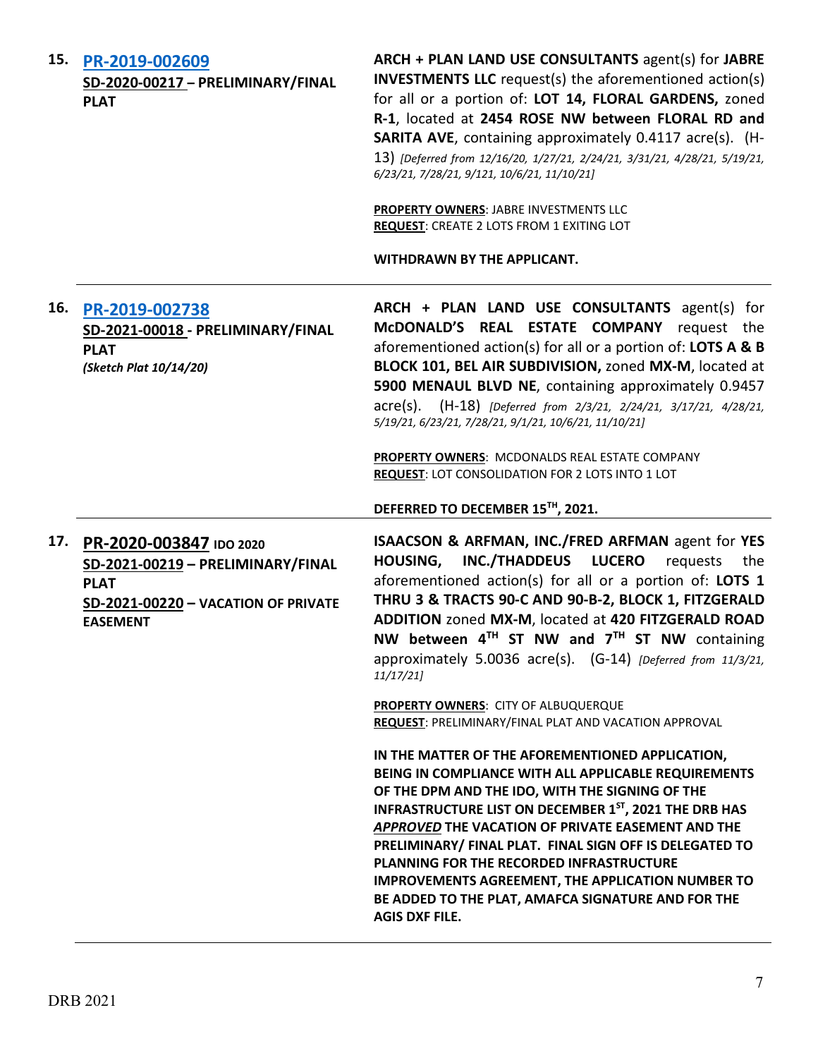| | | |
|---|---|---|
| 15. | **[PR-2019-002609](PR-2019-002609)**<br>**SD-2020-00217 – PRELIMINARY/FINAL PLAT** | **ARCH + PLAN LAND USE CONSULTANTS** agent(s) for **JABRE INVESTMENTS LLC** request(s) the aforementioned action(s) for all or a portion of: **LOT 14, FLORAL GARDENS,** zoned **R-1**, located at **2454 ROSE NW between FLORAL RD and SARITA AVE**, containing approximately 0.4117 acre(s). (H-13) *[Deferred from 12/16/20, 1/27/21, 2/24/21, 3/31/21, 4/28/21, 5/19/21, 6/23/21, 7/28/21, 9/121, 10/6/21, 11/10/21]*<br><br>**PROPERTY OWNERS**: JABRE INVESTMENTS LLC<br>**REQUEST**: CREATE 2 LOTS FROM 1 EXITING LOT<br><br>**WITHDRAWN BY THE APPLICANT.** |
| 16. | **[PR-2019-002738](PR-2019-002738)**<br>**SD-2021-00018 - PRELIMINARY/FINAL PLAT**<br>*(Sketch Plat 10/14/20)* | **ARCH + PLAN LAND USE CONSULTANTS** agent(s) for **McDONALD'S REAL ESTATE COMPANY** request the aforementioned action(s) for all or a portion of: **LOTS A & B BLOCK 101, BEL AIR SUBDIVISION,** zoned **MX-M**, located at **5900 MENAUL BLVD NE**, containing approximately 0.9457 acre(s). (H-18) *[Deferred from 2/3/21, 2/24/21, 3/17/21, 4/28/21, 5/19/21, 6/23/21, 7/28/21, 9/1/21, 10/6/21, 11/10/21]*<br><br>**PROPERTY OWNERS**: MCDONALDS REAL ESTATE COMPANY<br>**REQUEST**: LOT CONSOLIDATION FOR 2 LOTS INTO 1 LOT<br><br>**DEFERRED TO DECEMBER 15TH, 2021.** |
| 17. | **PR-2020-003847** **IDO 2020**<br>**SD-2021-00219 – PRELIMINARY/FINAL PLAT**<br>**SD-2021-00220 – VACATION OF PRIVATE EASEMENT** | **ISAACSON & ARFMAN, INC./FRED ARFMAN** agent for **YES HOUSING, INC./THADDEUS LUCERO** requests the aforementioned action(s) for all or a portion of: **LOTS 1 THRU 3 & TRACTS 90-C AND 90-B-2, BLOCK 1, FITZGERALD ADDITION** zoned **MX-M**, located at **420 FITZGERALD ROAD NW between 4TH ST NW and 7TH ST NW** containing approximately 5.0036 acre(s). (G-14) *[Deferred from 11/3/21, 11/17/21]*<br><br>**PROPERTY OWNERS**: CITY OF ALBUQUERQUE<br>**REQUEST**: PRELIMINARY/FINAL PLAT AND VACATION APPROVAL<br><br>**IN THE MATTER OF THE AFOREMENTIONED APPLICATION, BEING IN COMPLIANCE WITH ALL APPLICABLE REQUIREMENTS OF THE DPM AND THE IDO, WITH THE SIGNING OF THE INFRASTRUCTURE LIST ON DECEMBER 1ST, 2021 THE DRB HAS *APPROVED* THE VACATION OF PRIVATE EASEMENT AND THE PRELIMINARY/ FINAL PLAT. FINAL SIGN OFF IS DELEGATED TO PLANNING FOR THE RECORDED INFRASTRUCTURE IMPROVEMENTS AGREEMENT, THE APPLICATION NUMBER TO BE ADDED TO THE PLAT, AMAFCA SIGNATURE AND FOR THE AGIS DXF FILE.** |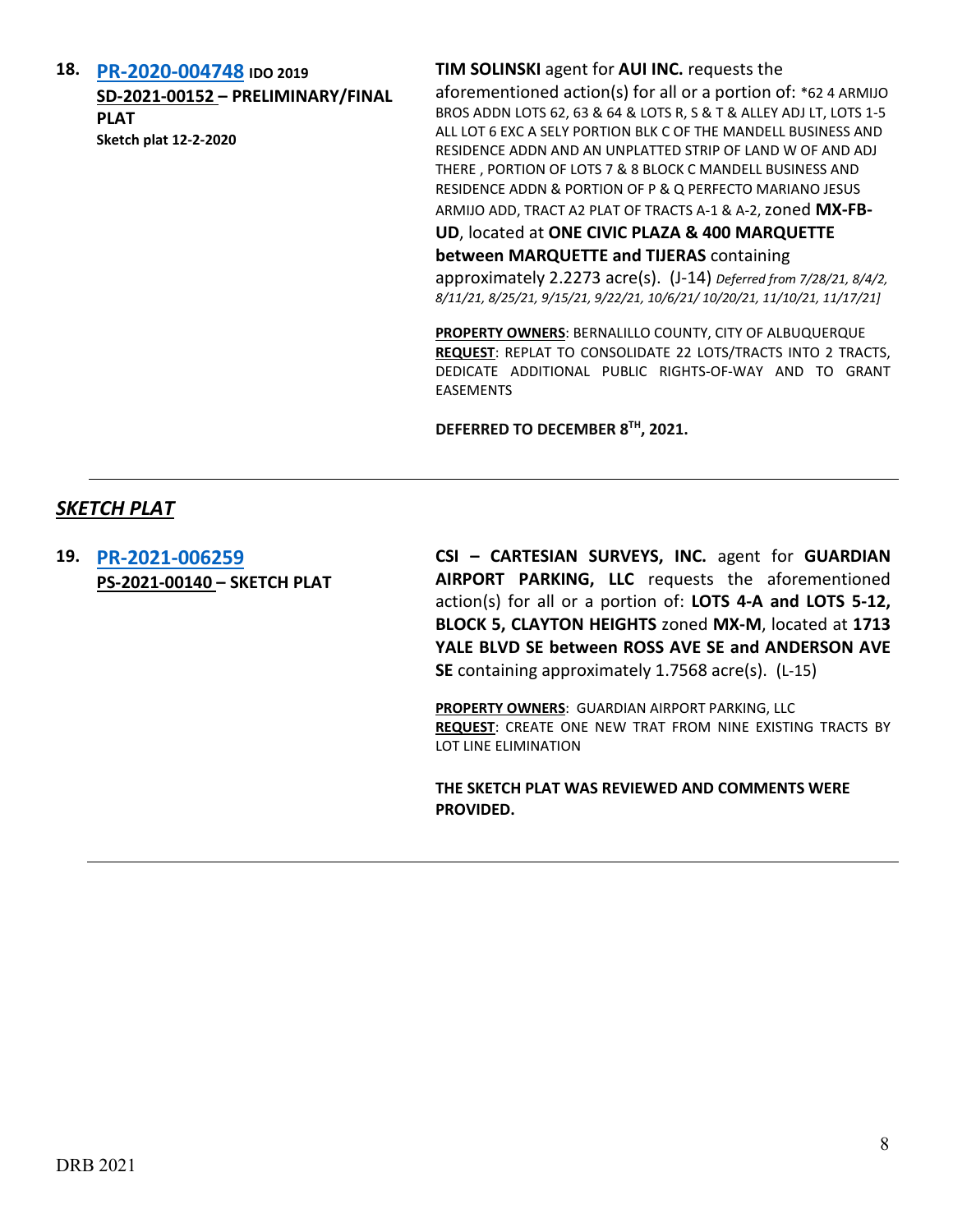**18.** **[PR-2020-004748](PR-2020-004748)** **IDO 2019**
**SD-2021-00152 – PRELIMINARY/FINAL PLAT**
**Sketch plat 12-2-2020**

**TIM SOLINSKI** agent for **AUI INC.** requests the aforementioned action(s) for all or a portion of: *62 4 ARMIJO BROS ADDN LOTS 62, 63 & 64 & LOTS R, S & T & ALLEY ADJ LT, LOTS 1-5 ALL LOT 6 EXC A SELY PORTION BLK C OF THE MANDELL BUSINESS AND RESIDENCE ADDN AND AN UNPLATTED STRIP OF LAND W OF AND ADJ THERE , PORTION OF LOTS 7 & 8 BLOCK C MANDELL BUSINESS AND RESIDENCE ADDN & PORTION OF P & Q PERFECTO MARIANO JESUS ARMIJO ADD, TRACT A2 PLAT OF TRACTS A-1 & A-2, zoned **MX-FB-UD**, located at **ONE CIVIC PLAZA & 400 MARQUETTE between MARQUETTE and TIJERAS** containing approximately 2.2273 acre(s). (J-14) *Deferred from 7/28/21, 8/4/2, 8/11/21, 8/25/21, 9/15/21, 9/22/21, 10/6/21/ 10/20/21, 11/10/21, 11/17/21]*

**PROPERTY OWNERS**: BERNALILLO COUNTY, CITY OF ALBUQUERQUE
**REQUEST**: REPLAT TO CONSOLIDATE 22 LOTS/TRACTS INTO 2 TRACTS, DEDICATE ADDITIONAL PUBLIC RIGHTS-OF-WAY AND TO GRANT EASEMENTS

**DEFERRED TO DECEMBER 8TH, 2021.**

---

## ***SKETCH PLAT***

**19.** **[PR-2021-006259](PR-2021-006259)**
**PS-2021-00140 – SKETCH PLAT**

**CSI – CARTESIAN SURVEYS, INC.** agent for **GUARDIAN AIRPORT PARKING, LLC** requests the aforementioned action(s) for all or a portion of: **LOTS 4-A and LOTS 5-12, BLOCK 5, CLAYTON HEIGHTS** zoned **MX-M**, located at **1713 YALE BLVD SE between ROSS AVE SE and ANDERSON AVE SE** containing approximately 1.7568 acre(s). (L-15)

**PROPERTY OWNERS**: GUARDIAN AIRPORT PARKING, LLC
**REQUEST**: CREATE ONE NEW TRAT FROM NINE EXISTING TRACTS BY LOT LINE ELIMINATION

**THE SKETCH PLAT WAS REVIEWED AND COMMENTS WERE PROVIDED.**

---

DRB 2021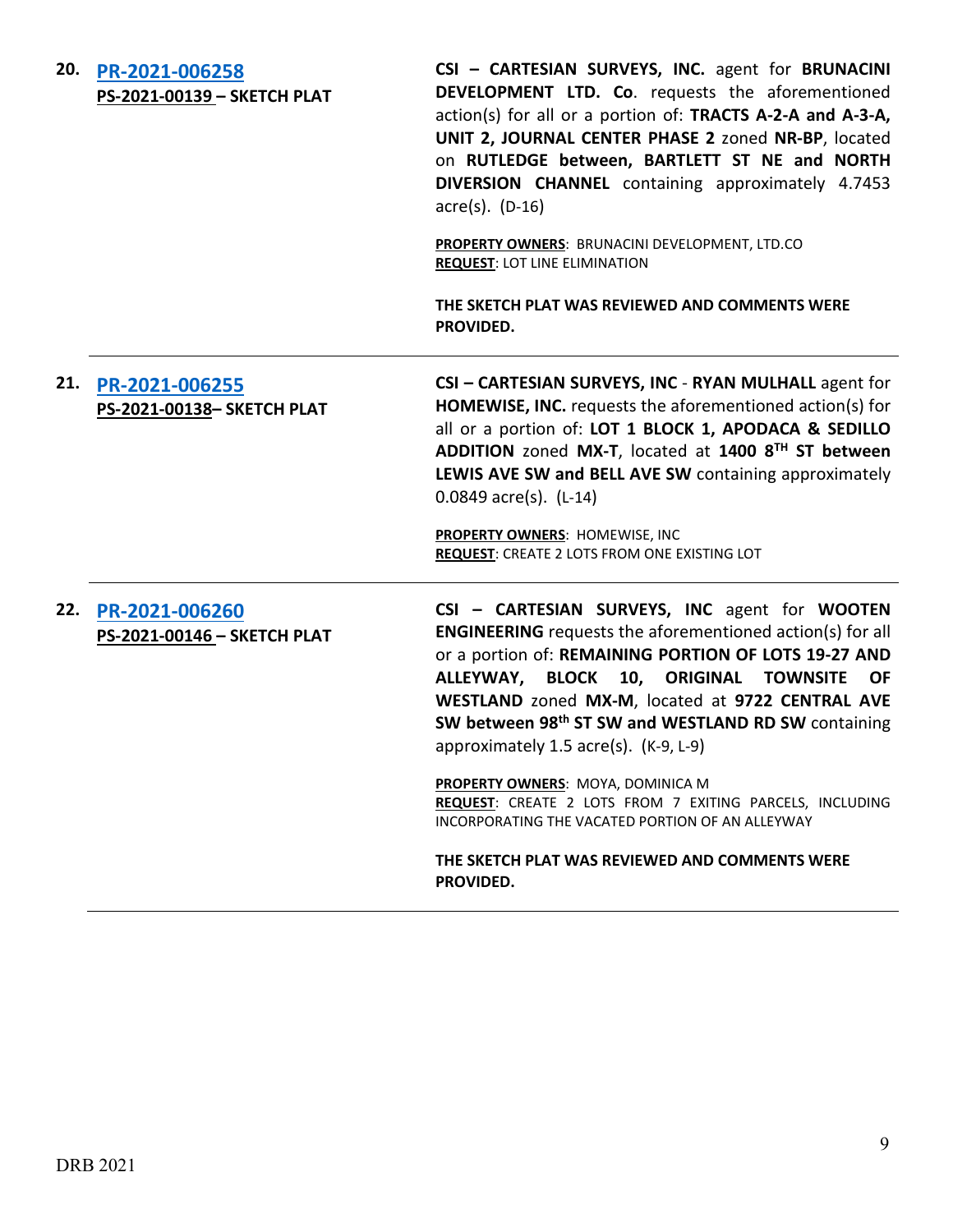**20. PR-2021-006258**
**PS-2021-00139 – SKETCH PLAT**

**CSI – CARTESIAN SURVEYS, INC.** agent for **BRUNACINI DEVELOPMENT LTD. Co**. requests the aforementioned action(s) for all or a portion of: **TRACTS A-2-A and A-3-A, UNIT 2, JOURNAL CENTER PHASE 2** zoned **NR-BP**, located on **RUTLEDGE between, BARTLETT ST NE and NORTH DIVERSION CHANNEL** containing approximately 4.7453 acre(s). (D-16)

**PROPERTY OWNERS**: BRUNACINI DEVELOPMENT, LTD.CO
**REQUEST**: LOT LINE ELIMINATION

**THE SKETCH PLAT WAS REVIEWED AND COMMENTS WERE PROVIDED.**

---

**21. PR-2021-006255**
**PS-2021-00138– SKETCH PLAT**

**CSI – CARTESIAN SURVEYS, INC** - **RYAN MULHALL** agent for **HOMEWISE, INC.** requests the aforementioned action(s) for all or a portion of: **LOT 1 BLOCK 1, APODACA & SEDILLO ADDITION** zoned **MX-T**, located at **1400 8TH ST between LEWIS AVE SW and BELL AVE SW** containing approximately 0.0849 acre(s). (L-14)

**PROPERTY OWNERS**: HOMEWISE, INC
**REQUEST**: CREATE 2 LOTS FROM ONE EXISTING LOT

---

**22. PR-2021-006260**
**PS-2021-00146 – SKETCH PLAT**

**CSI – CARTESIAN SURVEYS, INC** agent for **WOOTEN ENGINEERING** requests the aforementioned action(s) for all or a portion of: **REMAINING PORTION OF LOTS 19-27 AND ALLEYWAY, BLOCK 10, ORIGINAL TOWNSITE OF WESTLAND** zoned **MX-M**, located at **9722 CENTRAL AVE SW between 98th ST SW and WESTLAND RD SW** containing approximately 1.5 acre(s). (K-9, L-9)

**PROPERTY OWNERS**: MOYA, DOMINICA M
**REQUEST**: CREATE 2 LOTS FROM 7 EXITING PARCELS, INCLUDING INCORPORATING THE VACATED PORTION OF AN ALLEYWAY

**THE SKETCH PLAT WAS REVIEWED AND COMMENTS WERE PROVIDED.**

---

DRB 2021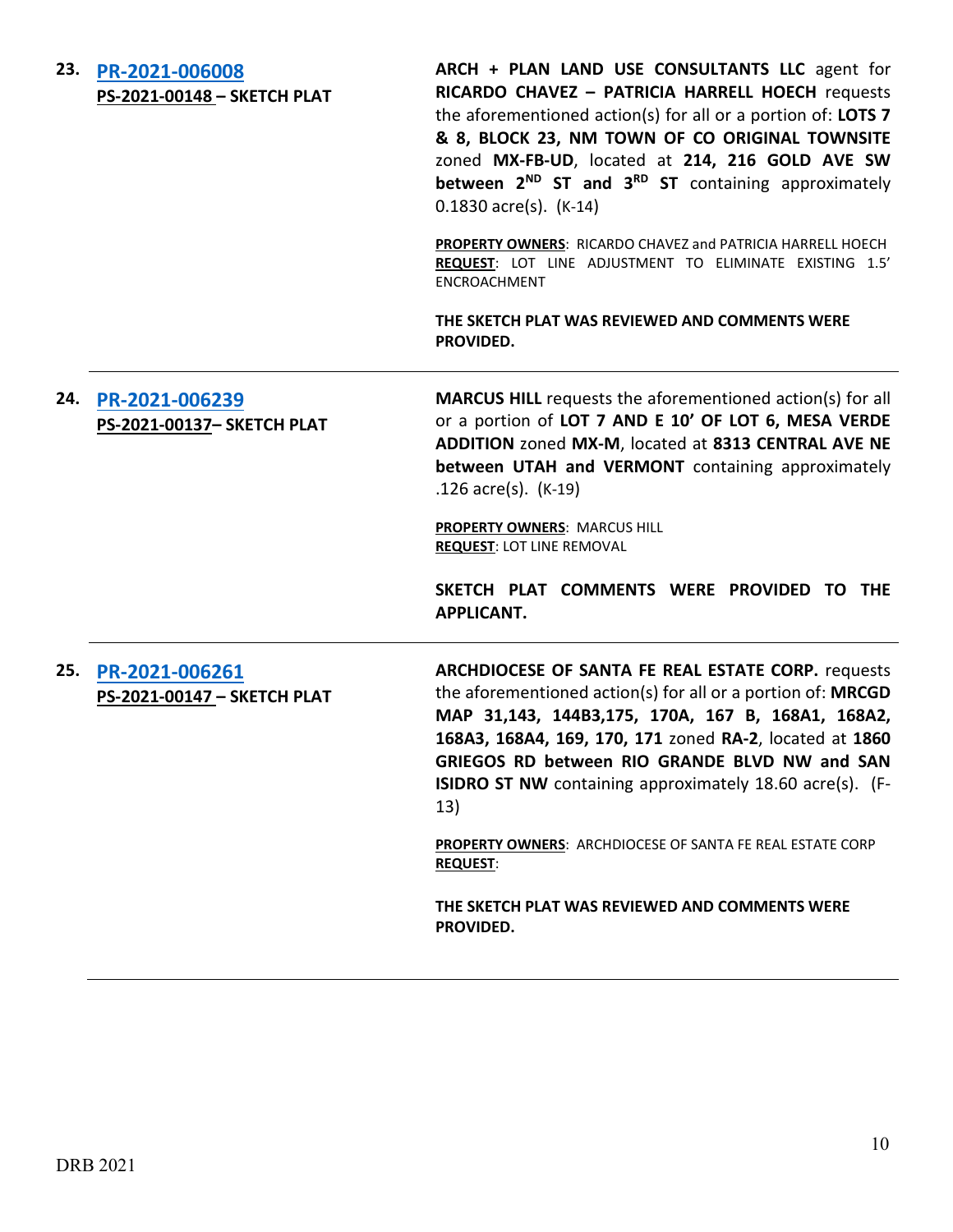**23. PR-2021-006008**
**PS-2021-00148 – SKETCH PLAT**

**ARCH + PLAN LAND USE CONSULTANTS LLC** agent for **RICARDO CHAVEZ – PATRICIA HARRELL HOECH** requests the aforementioned action(s) for all or a portion of: **LOTS 7 & 8, BLOCK 23, NM TOWN OF CO ORIGINAL TOWNSITE** zoned **MX-FB-UD**, located at **214, 216 GOLD AVE SW between 2ND ST and 3RD ST** containing approximately 0.1830 acre(s). (K-14)

**PROPERTY OWNERS**: RICARDO CHAVEZ and PATRICIA HARRELL HOECH
**REQUEST**: LOT LINE ADJUSTMENT TO ELIMINATE EXISTING 1.5' ENCROACHMENT

**THE SKETCH PLAT WAS REVIEWED AND COMMENTS WERE PROVIDED.**

---

**24. PR-2021-006239**
**PS-2021-00137– SKETCH PLAT**

**MARCUS HILL** requests the aforementioned action(s) for all or a portion of **LOT 7 AND E 10' OF LOT 6, MESA VERDE ADDITION** zoned **MX-M**, located at **8313 CENTRAL AVE NE between UTAH and VERMONT** containing approximately .126 acre(s). (K-19)

**PROPERTY OWNERS**: MARCUS HILL
**REQUEST**: LOT LINE REMOVAL

**SKETCH PLAT COMMENTS WERE PROVIDED TO THE APPLICANT.**

---

**25. PR-2021-006261**
**PS-2021-00147 – SKETCH PLAT**

**ARCHDIOCESE OF SANTA FE REAL ESTATE CORP.** requests the aforementioned action(s) for all or a portion of: **MRCGD MAP 31,143, 144B3,175, 170A, 167 B, 168A1, 168A2, 168A3, 168A4, 169, 170, 171** zoned **RA-2**, located at **1860 GRIEGOS RD between RIO GRANDE BLVD NW and SAN ISIDRO ST NW** containing approximately 18.60 acre(s). (F-13)

**PROPERTY OWNERS**: ARCHDIOCESE OF SANTA FE REAL ESTATE CORP
**REQUEST**:

**THE SKETCH PLAT WAS REVIEWED AND COMMENTS WERE PROVIDED.**

---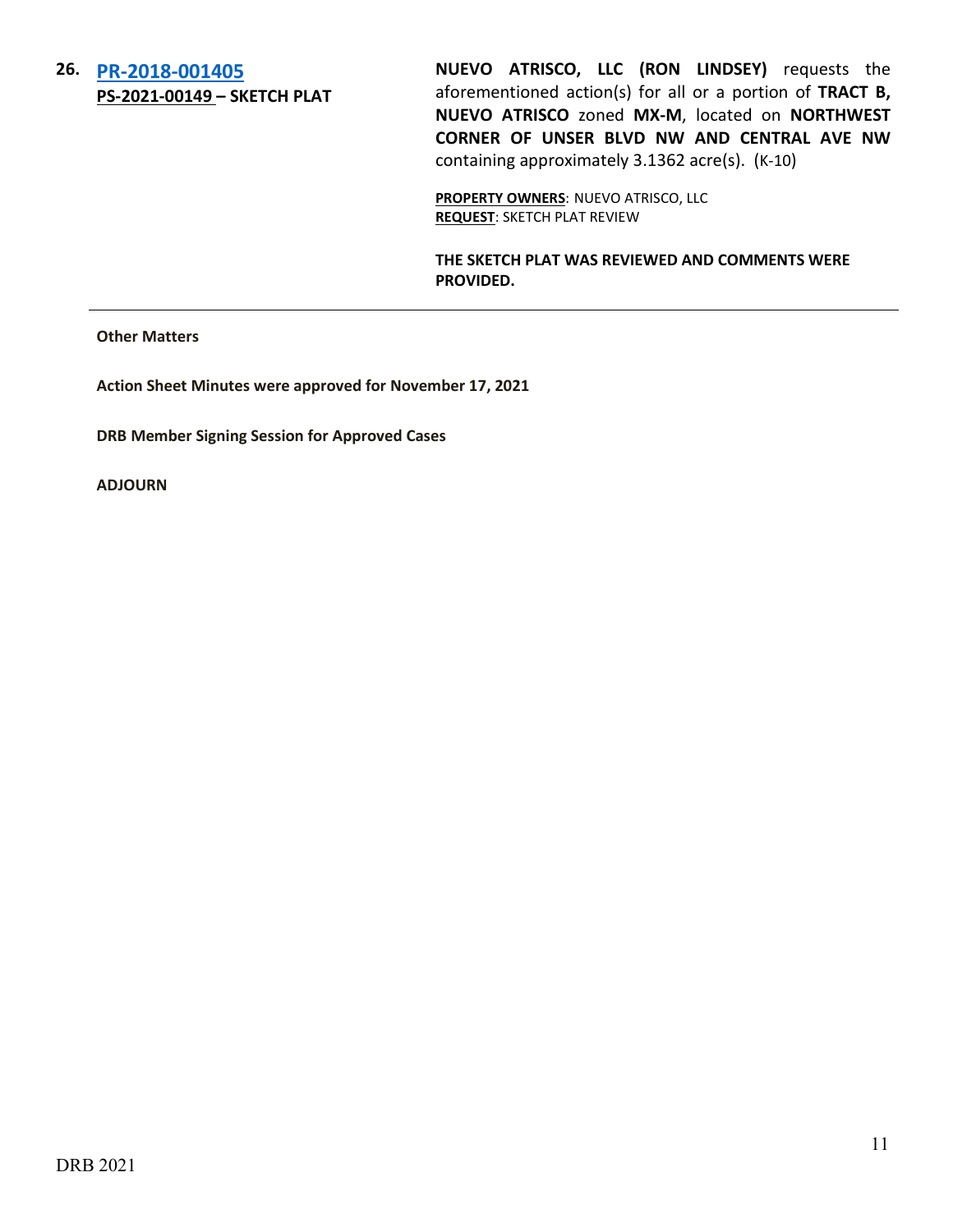**26. [PR-2018-001405](PR-2018-001405)**
**PS-2021-00149 – SKETCH PLAT**

**NUEVO ATRISCO, LLC (RON LINDSEY)** requests the aforementioned action(s) for all or a portion of **TRACT B, NUEVO ATRISCO** zoned **MX-M**, located on **NORTHWEST CORNER OF UNSER BLVD NW AND CENTRAL AVE NW** containing approximately 3.1362 acre(s). (K-10)

**PROPERTY OWNERS**: NUEVO ATRISCO, LLC
**REQUEST**: SKETCH PLAT REVIEW

**THE SKETCH PLAT WAS REVIEWED AND COMMENTS WERE PROVIDED.**

---

**Other Matters**

**Action Sheet Minutes were approved for November 17, 2021**

**DRB Member Signing Session for Approved Cases**

**ADJOURN**